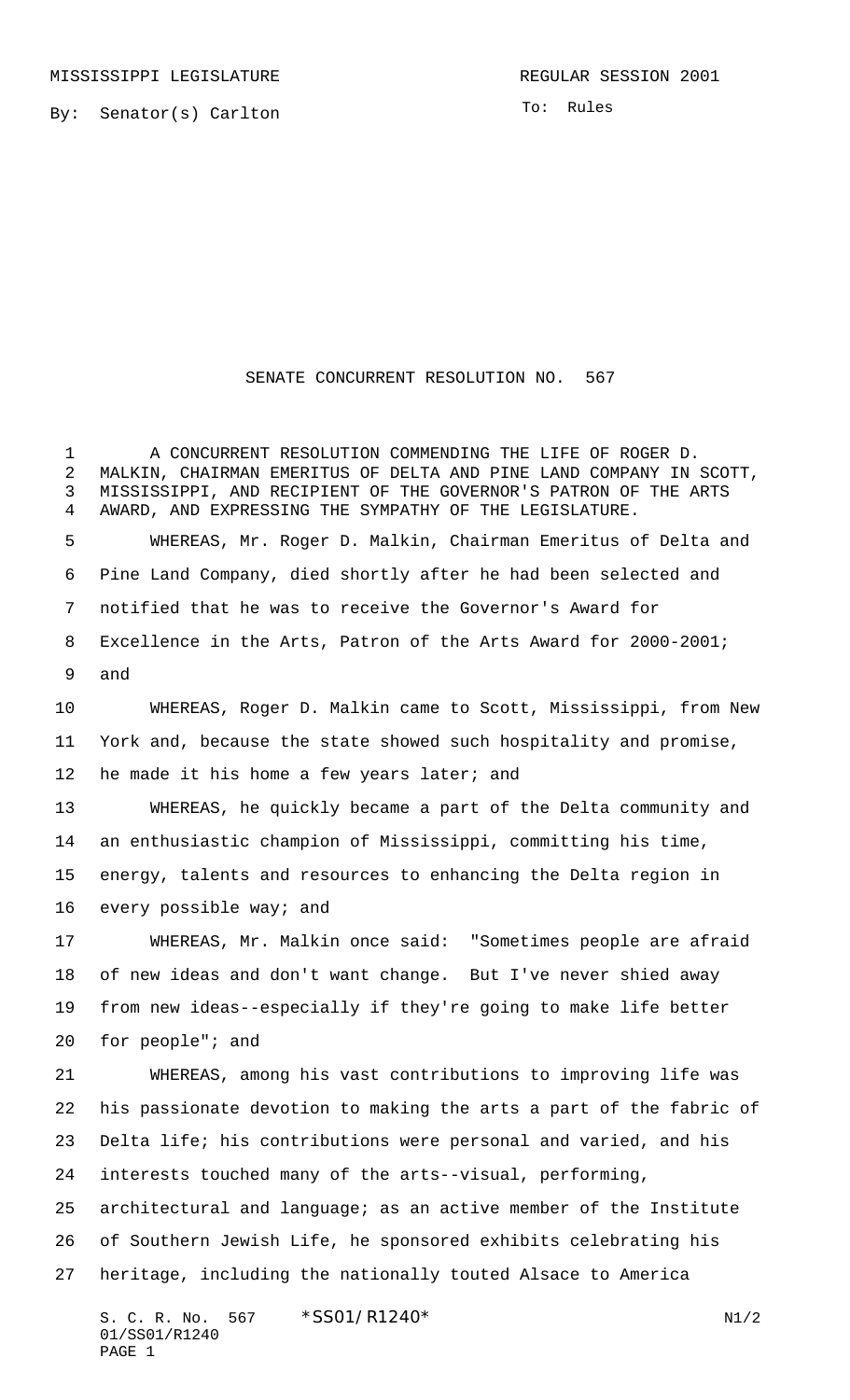MISSISSIPPI LEGISLATURE REGULAR SESSION 2001

By: Senator(s) Carlton

To: Rules

# SENATE CONCURRENT RESOLUTION NO. 567

A CONCURRENT RESOLUTION COMMENDING THE LIFE OF ROGER D. MALKIN, CHAIRMAN EMERITUS OF DELTA AND PINE LAND COMPANY IN SCOTT, MISSISSIPPI, AND RECIPIENT OF THE GOVERNOR'S PATRON OF THE ARTS AWARD, AND EXPRESSING THE SYMPATHY OF THE LEGISLATURE.

WHEREAS, Mr. Roger D. Malkin, Chairman Emeritus of Delta and Pine Land Company, died shortly after he had been selected and notified that he was to receive the Governor's Award for Excellence in the Arts, Patron of the Arts Award for 2000-2001; and

WHEREAS, Roger D. Malkin came to Scott, Mississippi, from New York and, because the state showed such hospitality and promise, he made it his home a few years later; and

WHEREAS, he quickly became a part of the Delta community and an enthusiastic champion of Mississippi, committing his time, energy, talents and resources to enhancing the Delta region in every possible way; and

WHEREAS, Mr. Malkin once said: "Sometimes people are afraid of new ideas and don't want change. But I've never shied away from new ideas--especially if they're going to make life better for people"; and

WHEREAS, among his vast contributions to improving life was his passionate devotion to making the arts a part of the fabric of Delta life; his contributions were personal and varied, and his interests touched many of the arts--visual, performing, architectural and language; as an active member of the Institute of Southern Jewish Life, he sponsored exhibits celebrating his heritage, including the nationally touted Alsace to America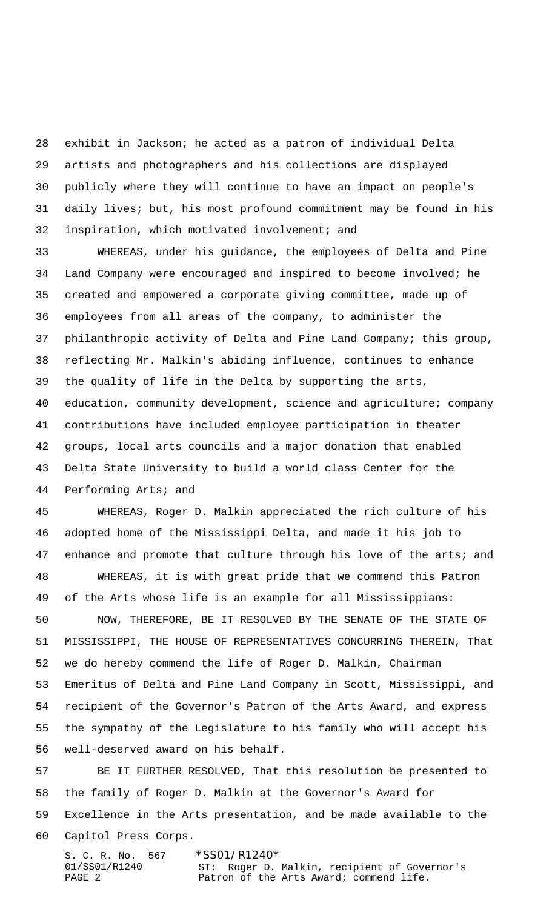exhibit in Jackson; he acted as a patron of individual Delta artists and photographers and his collections are displayed publicly where they will continue to have an impact on people's daily lives; but, his most profound commitment may be found in his inspiration, which motivated involvement; and

WHEREAS, under his guidance, the employees of Delta and Pine Land Company were encouraged and inspired to become involved; he created and empowered a corporate giving committee, made up of employees from all areas of the company, to administer the philanthropic activity of Delta and Pine Land Company; this group, reflecting Mr. Malkin's abiding influence, continues to enhance the quality of life in the Delta by supporting the arts, education, community development, science and agriculture; company contributions have included employee participation in theater groups, local arts councils and a major donation that enabled Delta State University to build a world class Center for the Performing Arts; and

WHEREAS, Roger D. Malkin appreciated the rich culture of his adopted home of the Mississippi Delta, and made it his job to enhance and promote that culture through his love of the arts; and

WHEREAS, it is with great pride that we commend this Patron of the Arts whose life is an example for all Mississippians:

NOW, THEREFORE, BE IT RESOLVED BY THE SENATE OF THE STATE OF MISSISSIPPI, THE HOUSE OF REPRESENTATIVES CONCURRING THEREIN, That we do hereby commend the life of Roger D. Malkin, Chairman Emeritus of Delta and Pine Land Company in Scott, Mississippi, and recipient of the Governor's Patron of the Arts Award, and express the sympathy of the Legislature to his family who will accept his well-deserved award on his behalf.

BE IT FURTHER RESOLVED, That this resolution be presented to the family of Roger D. Malkin at the Governor's Award for Excellence in the Arts presentation, and be made available to the Capitol Press Corps.